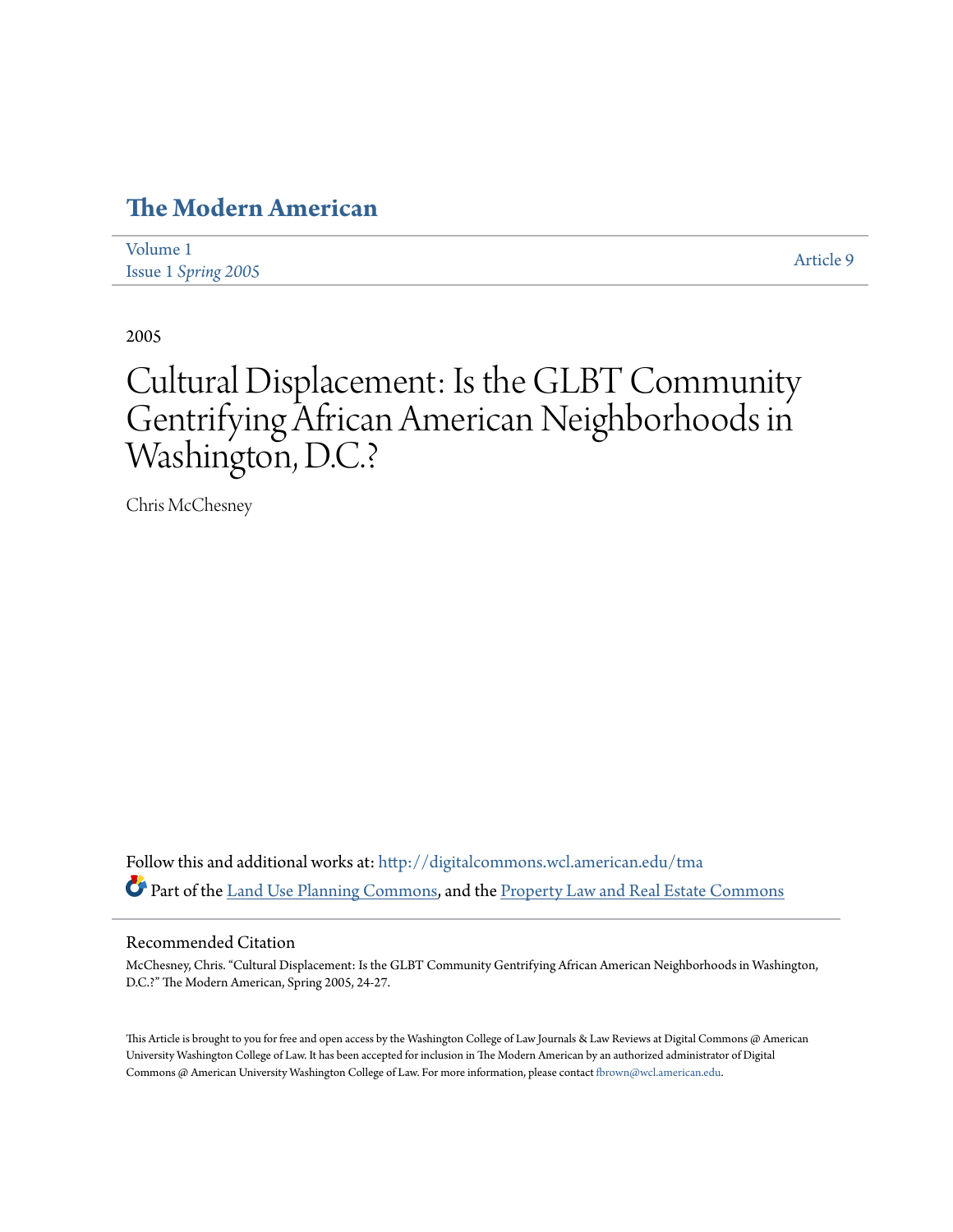# The Modern American

Volume 1
Issue 1 *Spring 2005*

Article 9

2005

# Cultural Displacement: Is the GLBT Community Gentrifying African American Neighborhoods in Washington, D.C.?

Chris McChesney

Follow this and additional works at: http://digitalcommons.wcl.american.edu/tma

Part of the Land Use Planning Commons, and the Property Law and Real Estate Commons

## Recommended Citation

McChesney, Chris. "Cultural Displacement: Is the GLBT Community Gentrifying African American Neighborhoods in Washington, D.C.?" The Modern American, Spring 2005, 24-27.

This Article is brought to you for free and open access by the Washington College of Law Journals & Law Reviews at Digital Commons @ American University Washington College of Law. It has been accepted for inclusion in The Modern American by an authorized administrator of Digital Commons @ American University Washington College of Law. For more information, please contact fbrown@wcl.american.edu.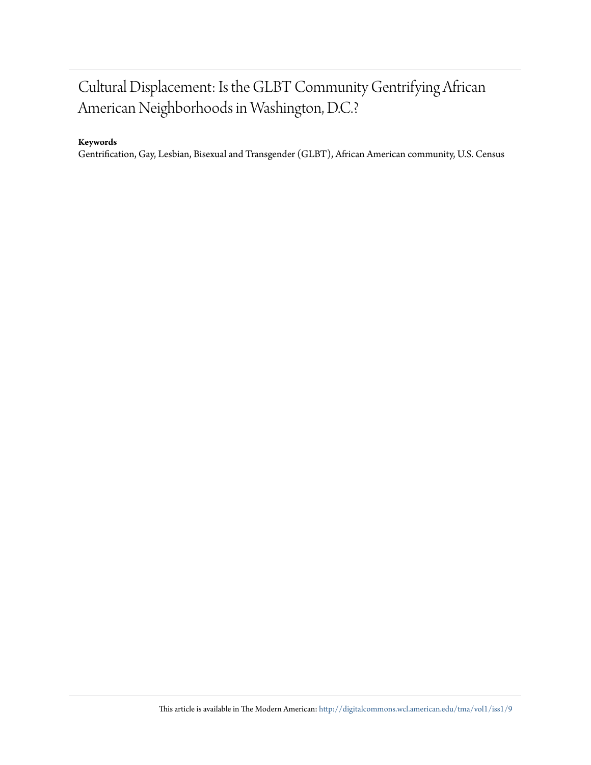# Cultural Displacement: Is the GLBT Community Gentrifying African American Neighborhoods in Washington, D.C.?

**Keywords**

Gentrification, Gay, Lesbian, Bisexual and Transgender (GLBT), African American community, U.S. Census

This article is available in The Modern American: http://digitalcommons.wcl.american.edu/tma/vol1/iss1/9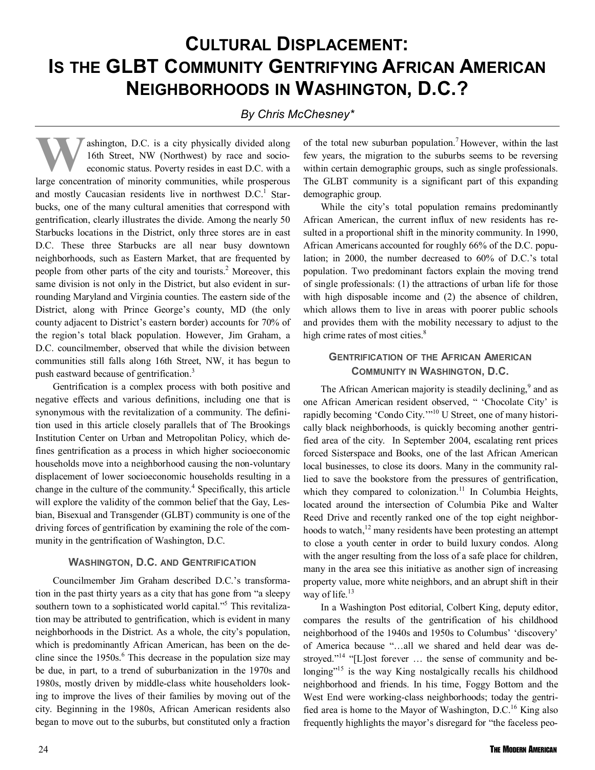# Cultural Displacement: Is the GLBT Community Gentrifying African American Neighborhoods in Washington, D.C.?

*By Chris McChesney**

Washington, D.C. is a city physically divided along 16th Street, NW (Northwest) by race and socioeconomic status. Poverty resides in east D.C. with a large concentration of minority communities, while prosperous and mostly Caucasian residents live in northwest D.C.[1] Starbucks, one of the many cultural amenities that correspond with gentrification, clearly illustrates the divide. Among the nearly 50 Starbucks locations in the District, only three stores are in east D.C. These three Starbucks are all near busy downtown neighborhoods, such as Eastern Market, that are frequented by people from other parts of the city and tourists.[2] Moreover, this same division is not only in the District, but also evident in surrounding Maryland and Virginia counties. The eastern side of the District, along with Prince George's county, MD (the only county adjacent to District's eastern border) accounts for 70% of the region's total black population. However, Jim Graham, a D.C. councilmember, observed that while the division between communities still falls along 16th Street, NW, it has begun to push eastward because of gentrification.[3]

Gentrification is a complex process with both positive and negative effects and various definitions, including one that is synonymous with the revitalization of a community. The definition used in this article closely parallels that of The Brookings Institution Center on Urban and Metropolitan Policy, which defines gentrification as a process in which higher socioeconomic households move into a neighborhood causing the non-voluntary displacement of lower socioeconomic households resulting in a change in the culture of the community.[4] Specifically, this article will explore the validity of the common belief that the Gay, Lesbian, Bisexual and Transgender (GLBT) community is one of the driving forces of gentrification by examining the role of the community in the gentrification of Washington, D.C.

## Washington, D.C. and Gentrification

Councilmember Jim Graham described D.C.'s transformation in the past thirty years as a city that has gone from "a sleepy southern town to a sophisticated world capital."[5] This revitalization may be attributed to gentrification, which is evident in many neighborhoods in the District. As a whole, the city's population, which is predominantly African American, has been on the decline since the 1950s.[6] This decrease in the population size may be due, in part, to a trend of suburbanization in the 1970s and 1980s, mostly driven by middle-class white householders looking to improve the lives of their families by moving out of the city. Beginning in the 1980s, African American residents also began to move out to the suburbs, but constituted only a fraction of the total new suburban population.[7] However, within the last few years, the migration to the suburbs seems to be reversing within certain demographic groups, such as single professionals. The GLBT community is a significant part of this expanding demographic group.

While the city's total population remains predominantly African American, the current influx of new residents has resulted in a proportional shift in the minority community. In 1990, African Americans accounted for roughly 66% of the D.C. population; in 2000, the number decreased to 60% of D.C.'s total population. Two predominant factors explain the moving trend of single professionals: (1) the attractions of urban life for those with high disposable income and (2) the absence of children, which allows them to live in areas with poorer public schools and provides them with the mobility necessary to adjust to the high crime rates of most cities.[8]

## Gentrification of the African American Community in Washington, D.C.

The African American majority is steadily declining,[9] and as one African American resident observed, " 'Chocolate City' is rapidly becoming 'Condo City.'"[10] U Street, one of many historically black neighborhoods, is quickly becoming another gentrified area of the city. In September 2004, escalating rent prices forced Sisterspace and Books, one of the last African American local businesses, to close its doors. Many in the community rallied to save the bookstore from the pressures of gentrification, which they compared to colonization.[11] In Columbia Heights, located around the intersection of Columbia Pike and Walter Reed Drive and recently ranked one of the top eight neighborhoods to watch,[12] many residents have been protesting an attempt to close a youth center in order to build luxury condos. Along with the anger resulting from the loss of a safe place for children, many in the area see this initiative as another sign of increasing property value, more white neighbors, and an abrupt shift in their way of life.[13]

In a Washington Post editorial, Colbert King, deputy editor, compares the results of the gentrification of his childhood neighborhood of the 1940s and 1950s to Columbus' 'discovery' of America because "…all we shared and held dear was destroyed."[14] "[L]ost forever … the sense of community and belonging"[15] is the way King nostalgically recalls his childhood neighborhood and friends. In his time, Foggy Bottom and the West End were working-class neighborhoods; today the gentrified area is home to the Mayor of Washington, D.C.[16] King also frequently highlights the mayor's disregard for "the faceless peo-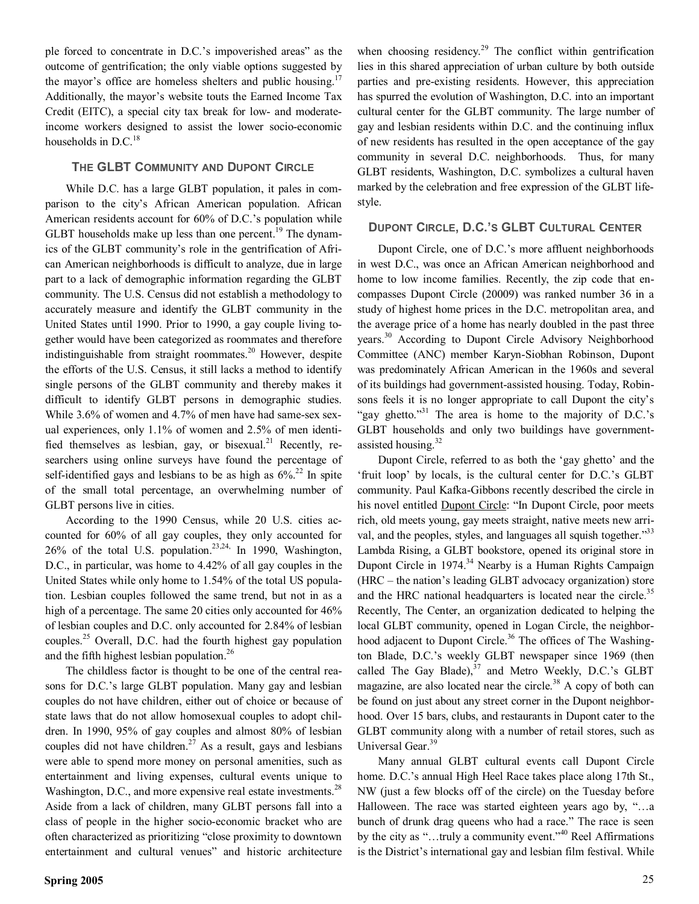ple forced to concentrate in D.C.'s impoverished areas" as the outcome of gentrification; the only viable options suggested by the mayor's office are homeless shelters and public housing.[17] Additionally, the mayor's website touts the Earned Income Tax Credit (EITC), a special city tax break for low- and moderate-income workers designed to assist the lower socio-economic households in D.C.[18]

## The GLBT Community and Dupont Circle

While D.C. has a large GLBT population, it pales in comparison to the city's African American population. African American residents account for 60% of D.C.'s population while GLBT households make up less than one percent.[19] The dynamics of the GLBT community's role in the gentrification of African American neighborhoods is difficult to analyze, due in large part to a lack of demographic information regarding the GLBT community. The U.S. Census did not establish a methodology to accurately measure and identify the GLBT community in the United States until 1990. Prior to 1990, a gay couple living together would have been categorized as roommates and therefore indistinguishable from straight roommates.[20] However, despite the efforts of the U.S. Census, it still lacks a method to identify single persons of the GLBT community and thereby makes it difficult to identify GLBT persons in demographic studies. While 3.6% of women and 4.7% of men have had same-sex sexual experiences, only 1.1% of women and 2.5% of men identified themselves as lesbian, gay, or bisexual.[21] Recently, researchers using online surveys have found the percentage of self-identified gays and lesbians to be as high as 6%.[22] In spite of the small total percentage, an overwhelming number of GLBT persons live in cities.

According to the 1990 Census, while 20 U.S. cities accounted for 60% of all gay couples, they only accounted for 26% of the total U.S. population.[23,24] In 1990, Washington, D.C., in particular, was home to 4.42% of all gay couples in the United States while only home to 1.54% of the total US population. Lesbian couples followed the same trend, but not in as a high of a percentage. The same 20 cities only accounted for 46% of lesbian couples and D.C. only accounted for 2.84% of lesbian couples.[25] Overall, D.C. had the fourth highest gay population and the fifth highest lesbian population.[26]

The childless factor is thought to be one of the central reasons for D.C.'s large GLBT population. Many gay and lesbian couples do not have children, either out of choice or because of state laws that do not allow homosexual couples to adopt children. In 1990, 95% of gay couples and almost 80% of lesbian couples did not have children.[27] As a result, gays and lesbians were able to spend more money on personal amenities, such as entertainment and living expenses, cultural events unique to Washington, D.C., and more expensive real estate investments.[28] Aside from a lack of children, many GLBT persons fall into a class of people in the higher socio-economic bracket who are often characterized as prioritizing "close proximity to downtown entertainment and cultural venues" and historic architecture when choosing residency.[29] The conflict within gentrification lies in this shared appreciation of urban culture by both outside parties and pre-existing residents. However, this appreciation has spurred the evolution of Washington, D.C. into an important cultural center for the GLBT community. The large number of gay and lesbian residents within D.C. and the continuing influx of new residents has resulted in the open acceptance of the gay community in several D.C. neighborhoods. Thus, for many GLBT residents, Washington, D.C. symbolizes a cultural haven marked by the celebration and free expression of the GLBT lifestyle.

## Dupont Circle, D.C.'s GLBT Cultural Center

Dupont Circle, one of D.C.'s more affluent neighborhoods in west D.C., was once an African American neighborhood and home to low income families. Recently, the zip code that encompasses Dupont Circle (20009) was ranked number 36 in a study of highest home prices in the D.C. metropolitan area, and the average price of a home has nearly doubled in the past three years.[30] According to Dupont Circle Advisory Neighborhood Committee (ANC) member Karyn-Siobhan Robinson, Dupont was predominately African American in the 1960s and several of its buildings had government-assisted housing. Today, Robinsons feels it is no longer appropriate to call Dupont the city's "gay ghetto."[31] The area is home to the majority of D.C.'s GLBT households and only two buildings have government-assisted housing.[32]

Dupont Circle, referred to as both the 'gay ghetto' and the 'fruit loop' by locals, is the cultural center for D.C.'s GLBT community. Paul Kafka-Gibbons recently described the circle in his novel entitled Dupont Circle: "In Dupont Circle, poor meets rich, old meets young, gay meets straight, native meets new arrival, and the peoples, styles, and languages all squish together."[33] Lambda Rising, a GLBT bookstore, opened its original store in Dupont Circle in 1974.[34] Nearby is a Human Rights Campaign (HRC – the nation's leading GLBT advocacy organization) store and the HRC national headquarters is located near the circle.[35] Recently, The Center, an organization dedicated to helping the local GLBT community, opened in Logan Circle, the neighborhood adjacent to Dupont Circle.[36] The offices of The Washington Blade, D.C.'s weekly GLBT newspaper since 1969 (then called The Gay Blade),[37] and Metro Weekly, D.C.'s GLBT magazine, are also located near the circle.[38] A copy of both can be found on just about any street corner in the Dupont neighborhood. Over 15 bars, clubs, and restaurants in Dupont cater to the GLBT community along with a number of retail stores, such as Universal Gear.[39]

Many annual GLBT cultural events call Dupont Circle home. D.C.'s annual High Heel Race takes place along 17th St., NW (just a few blocks off of the circle) on the Tuesday before Halloween. The race was started eighteen years ago by, "…a bunch of drunk drag queens who had a race." The race is seen by the city as "…truly a community event."[40] Reel Affirmations is the District's international gay and lesbian film festival. While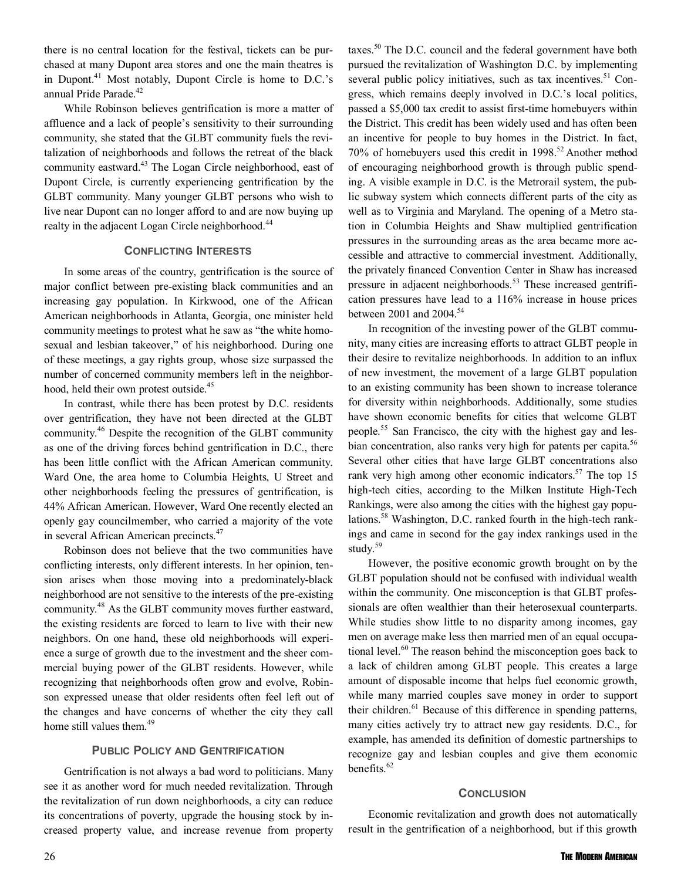there is no central location for the festival, tickets can be purchased at many Dupont area stores and one the main theatres is in Dupont.[41] Most notably, Dupont Circle is home to D.C.'s annual Pride Parade.[42]

While Robinson believes gentrification is more a matter of affluence and a lack of people's sensitivity to their surrounding community, she stated that the GLBT community fuels the revitalization of neighborhoods and follows the retreat of the black community eastward.[43] The Logan Circle neighborhood, east of Dupont Circle, is currently experiencing gentrification by the GLBT community. Many younger GLBT persons who wish to live near Dupont can no longer afford to and are now buying up realty in the adjacent Logan Circle neighborhood.[44]

### Conflicting Interests

In some areas of the country, gentrification is the source of major conflict between pre-existing black communities and an increasing gay population. In Kirkwood, one of the African American neighborhoods in Atlanta, Georgia, one minister held community meetings to protest what he saw as "the white homosexual and lesbian takeover," of his neighborhood. During one of these meetings, a gay rights group, whose size surpassed the number of concerned community members left in the neighborhood, held their own protest outside.[45]

In contrast, while there has been protest by D.C. residents over gentrification, they have not been directed at the GLBT community.[46] Despite the recognition of the GLBT community as one of the driving forces behind gentrification in D.C., there has been little conflict with the African American community. Ward One, the area home to Columbia Heights, U Street and other neighborhoods feeling the pressures of gentrification, is 44% African American. However, Ward One recently elected an openly gay councilmember, who carried a majority of the vote in several African American precincts.[47]

Robinson does not believe that the two communities have conflicting interests, only different interests. In her opinion, tension arises when those moving into a predominately-black neighborhood are not sensitive to the interests of the pre-existing community.[48] As the GLBT community moves further eastward, the existing residents are forced to learn to live with their new neighbors. On one hand, these old neighborhoods will experience a surge of growth due to the investment and the sheer commercial buying power of the GLBT residents. However, while recognizing that neighborhoods often grow and evolve, Robinson expressed unease that older residents often feel left out of the changes and have concerns of whether the city they call home still values them.[49]

### Public Policy and Gentrification

Gentrification is not always a bad word to politicians. Many see it as another word for much needed revitalization. Through the revitalization of run down neighborhoods, a city can reduce its concentrations of poverty, upgrade the housing stock by increased property value, and increase revenue from property taxes.[50] The D.C. council and the federal government have both pursued the revitalization of Washington D.C. by implementing several public policy initiatives, such as tax incentives.[51] Congress, which remains deeply involved in D.C.'s local politics, passed a $5,000 tax credit to assist first-time homebuyers within the District. This credit has been widely used and has often been an incentive for people to buy homes in the District. In fact, 70% of homebuyers used this credit in 1998.[52] Another method of encouraging neighborhood growth is through public spending. A visible example in D.C. is the Metrorail system, the public subway system which connects different parts of the city as well as to Virginia and Maryland. The opening of a Metro station in Columbia Heights and Shaw multiplied gentrification pressures in the surrounding areas as the area became more accessible and attractive to commercial investment. Additionally, the privately financed Convention Center in Shaw has increased pressure in adjacent neighborhoods.[53] These increased gentrification pressures have lead to a 116% increase in house prices between 2001 and 2004.[54]

In recognition of the investing power of the GLBT community, many cities are increasing efforts to attract GLBT people in their desire to revitalize neighborhoods. In addition to an influx of new investment, the movement of a large GLBT population to an existing community has been shown to increase tolerance for diversity within neighborhoods. Additionally, some studies have shown economic benefits for cities that welcome GLBT people.[55] San Francisco, the city with the highest gay and lesbian concentration, also ranks very high for patents per capita.[56] Several other cities that have large GLBT concentrations also rank very high among other economic indicators.[57] The top 15 high-tech cities, according to the Milken Institute High-Tech Rankings, were also among the cities with the highest gay populations.[58] Washington, D.C. ranked fourth in the high-tech rankings and came in second for the gay index rankings used in the study.[59]

However, the positive economic growth brought on by the GLBT population should not be confused with individual wealth within the community. One misconception is that GLBT professionals are often wealthier than their heterosexual counterparts. While studies show little to no disparity among incomes, gay men on average make less then married men of an equal occupational level.[60] The reason behind the misconception goes back to a lack of children among GLBT people. This creates a large amount of disposable income that helps fuel economic growth, while many married couples save money in order to support their children.[61] Because of this difference in spending patterns, many cities actively try to attract new gay residents. D.C., for example, has amended its definition of domestic partnerships to recognize gay and lesbian couples and give them economic benefits.[62]

### Conclusion

Economic revitalization and growth does not automatically result in the gentrification of a neighborhood, but if this growth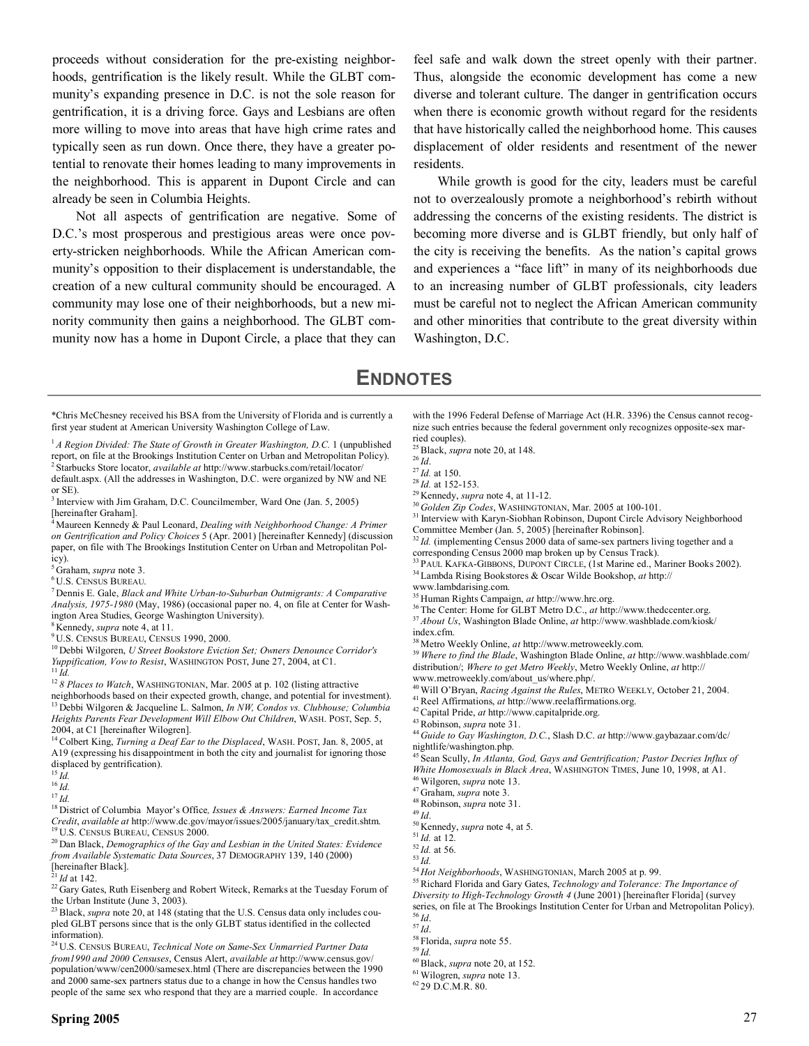proceeds without consideration for the pre-existing neighborhoods, gentrification is the likely result. While the GLBT community's expanding presence in D.C. is not the sole reason for gentrification, it is a driving force. Gays and Lesbians are often more willing to move into areas that have high crime rates and typically seen as run down. Once there, they have a greater potential to renovate their homes leading to many improvements in the neighborhood. This is apparent in Dupont Circle and can already be seen in Columbia Heights.

Not all aspects of gentrification are negative. Some of D.C.'s most prosperous and prestigious areas were once poverty-stricken neighborhoods. While the African American community's opposition to their displacement is understandable, the creation of a new cultural community should be encouraged. A community may lose one of their neighborhoods, but a new minority community then gains a neighborhood. The GLBT community now has a home in Dupont Circle, a place that they can feel safe and walk down the street openly with their partner. Thus, alongside the economic development has come a new diverse and tolerant culture. The danger in gentrification occurs when there is economic growth without regard for the residents that have historically called the neighborhood home. This causes displacement of older residents and resentment of the newer residents.

While growth is good for the city, leaders must be careful not to overzealously promote a neighborhood's rebirth without addressing the concerns of the existing residents. The district is becoming more diverse and is GLBT friendly, but only half of the city is receiving the benefits. As the nation's capital grows and experiences a "face lift" in many of its neighborhoods due to an increasing number of GLBT professionals, city leaders must be careful not to neglect the African American community and other minorities that contribute to the great diversity within Washington, D.C.

## Endnotes

*Chris McChesney received his BSA from the University of Florida and is currently a first year student at American University Washington College of Law.

[1] *A Region Divided: The State of Growth in Greater Washington, D.C.* 1 (unpublished report, on file at the Brookings Institution Center on Urban and Metropolitan Policy).

[2] Starbucks Store locator, *available at* http://www.starbucks.com/retail/locator/default.aspx. (All the addresses in Washington, D.C. were organized by NW and NE or SE).

[3] Interview with Jim Graham, D.C. Councilmember, Ward One (Jan. 5, 2005) [hereinafter Graham].

[4] Maureen Kennedy & Paul Leonard, *Dealing with Neighborhood Change: A Primer on Gentrification and Policy Choices* 5 (Apr. 2001) [hereinafter Kennedy] (discussion paper, on file with The Brookings Institution Center on Urban and Metropolitan Policy).

[5] Graham, *supra* note 3.

[6] U.S. Census Bureau.

[7] Dennis E. Gale, *Black and White Urban-to-Suburban Outmigrants: A Comparative Analysis, 1975-1980* (May, 1986) (occasional paper no. 4, on file at Center for Washington Area Studies, George Washington University).

[8] Kennedy, *supra* note 4, at 11.

[9] U.S. Census Bureau, Census 1990, 2000.

[10] Debbi Wilgoren, *U Street Bookstore Eviction Set; Owners Denounce Corridor's Yuppification, Vow to Resist*, Washington Post, June 27, 2004, at C1.

[11] *Id.*

[12] *8 Places to Watch*, Washingtonian, Mar. 2005 at p. 102 (listing attractive neighborhoods based on their expected growth, change, and potential for investment).

[13] Debbi Wilgoren & Jacqueline L. Salmon, *In NW, Condos vs. Clubhouse; Columbia Heights Parents Fear Development Will Elbow Out Children*, Wash. Post, Sep. 5, 2004, at C1 [hereinafter Wilogren].

[14] Colbert King, *Turning a Deaf Ear to the Displaced*, Wash. Post, Jan. 8, 2005, at A19 (expressing his disappointment in both the city and journalist for ignoring those displaced by gentrification).

[15] *Id.*

[16] *Id.*

[17] *Id.*

[18] District of Columbia Mayor's Office, *Issues & Answers: Earned Income Tax Credit*, *available at* http://www.dc.gov/mayor/issues/2005/january/tax_credit.shtm.

[19] U.S. Census Bureau, Census 2000.

[20] Dan Black, *Demographics of the Gay and Lesbian in the United States: Evidence from Available Systematic Data Sources*, 37 Demography 139, 140 (2000) [hereinafter Black].

[21] *Id* at 142.

[22] Gary Gates, Ruth Eisenberg and Robert Witeck, Remarks at the Tuesday Forum of the Urban Institute (June 3, 2003).

[23] Black, *supra* note 20, at 148 (stating that the U.S. Census data only includes coupled GLBT persons since that is the only GLBT status identified in the collected information).

[24] U.S. Census Bureau, *Technical Note on Same-Sex Unmarried Partner Data from1990 and 2000 Censuses*, Census Alert, *available at* http://www.census.gov/population/www/cen2000/samesex.html (There are discrepancies between the 1990 and 2000 same-sex partners status due to a change in how the Census handles two people of the same sex who respond that they are a married couple. In accordance with the 1996 Federal Defense of Marriage Act (H.R. 3396) the Census cannot recognize such entries because the federal government only recognizes opposite-sex married couples).

[25] Black, *supra* note 20, at 148.

[26] *Id*.

[27] *Id.* at 150.

[28] *Id.* at 152-153.

[29] Kennedy, *supra* note 4, at 11-12.

[30] *Golden Zip Codes*, Washingtonian, Mar. 2005 at 100-101.

[31] Interview with Karyn-Siobhan Robinson, Dupont Circle Advisory Neighborhood Committee Member (Jan. 5, 2005) [hereinafter Robinson].

[32] *Id.* (implementing Census 2000 data of same-sex partners living together and a corresponding Census 2000 map broken up by Census Track).

[33] Paul Kafka-Gibbons, Dupont Circle, (1st Marine ed., Mariner Books 2002).

[34] Lambda Rising Bookstores & Oscar Wilde Bookshop, *at* http://www.lambdarising.com.

[35] Human Rights Campaign, *at* http://www.hrc.org.

[36] The Center: Home for GLBT Metro D.C., *at* http://www.thedccenter.org.

[37] *About Us*, Washington Blade Online, *at* http://www.washblade.com/kiosk/index.cfm.

[38] Metro Weekly Online, *at* http://www.metroweekly.com.

[39] *Where to find the Blade*, Washington Blade Online, *at* http://www.washblade.com/distribution/; *Where to get Metro Weekly*, Metro Weekly Online, *at* http://www.metroweekly.com/about_us/where.php/.

[40] Will O'Bryan, *Racing Against the Rules*, Metro Weekly, October 21, 2004.

[41] Reel Affirmations, *at* http://www.reelaffirmations.org.

[42] Capital Pride, *at* http://www.capitalpride.org.

[43] Robinson, *supra* note 31.

[44] *Guide to Gay Washington, D.C.*, Slash D.C. *at* http://www.gaybazaar.com/dc/nightlife/washington.php.

[45] Sean Scully, *In Atlanta, God, Gays and Gentrification; Pastor Decries Influx of White Homosexuals in Black Area*, Washington Times, June 10, 1998, at A1.

[46] Wilgoren, *supra* note 13.

[47] Graham, *supra* note 3.

[48] Robinson, *supra* note 31.

[49] *Id*.

[50] Kennedy, *supra* note 4, at 5.

[51] *Id.* at 12.

[52] *Id.* at 56.

[53] *Id.*

[54] *Hot Neighborhoods*, Washingtonian, March 2005 at p. 99.

[55] Richard Florida and Gary Gates, *Technology and Tolerance: The Importance of Diversity to High-Technology Growth 4* (June 2001) [hereinafter Florida] (survey series, on file at The Brookings Institution Center for Urban and Metropolitan Policy).

[56] *Id*.

[57] *Id*.

[58] Florida, *supra* note 55.

[59] *Id.*

[60] Black, *supra* note 20, at 152.

[61] Wilgoren, *supra* note 13.

[62] 29 D.C.M.R. 80.